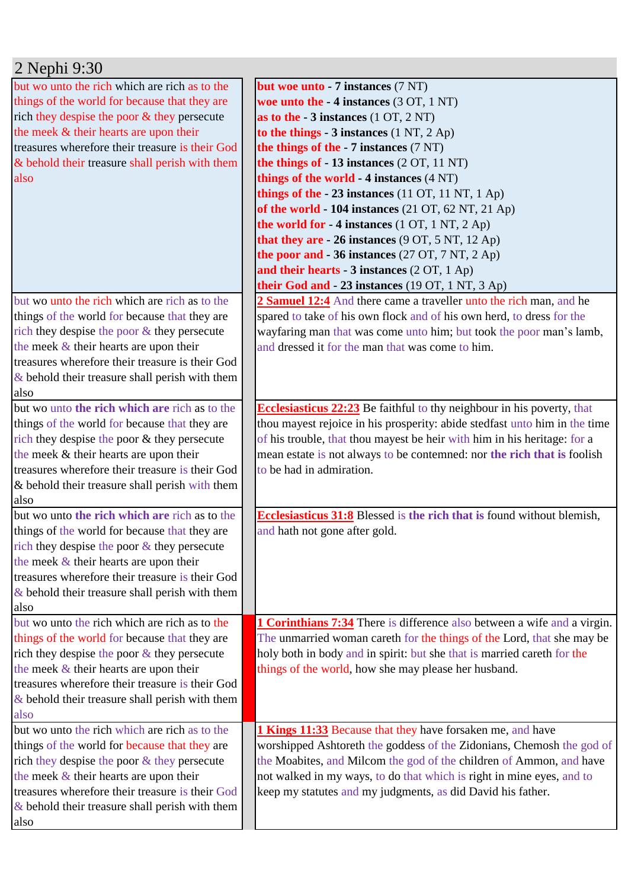## 2 Nephi 9:30

| | |
|---|---|
| but wo unto the rich which are rich as to the things of the world for because that they are rich they despise the poor & they persecute the meek & their hearts are upon their treasures wherefore their treasure is their God & behold their treasure shall perish with them also | **but woe unto - 7 instances** (7 NT)<br>**woe unto the - 4 instances** (3 OT, 1 NT)<br>**as to the - 3 instances** (1 OT, 2 NT)<br>**to the things - 3 instances** (1 NT, 2 Ap)<br>**the things of the - 7 instances** (7 NT)<br>**the things of - 13 instances** (2 OT, 11 NT)<br>**things of the world - 4 instances** (4 NT)<br>**things of the - 23 instances** (11 OT, 11 NT, 1 Ap)<br>**of the world - 104 instances** (21 OT, 62 NT, 21 Ap)<br>**the world for - 4 instances** (1 OT, 1 NT, 2 Ap)<br>**that they are - 26 instances** (9 OT, 5 NT, 12 Ap)<br>**the poor and - 36 instances** (27 OT, 7 NT, 2 Ap)<br>**and their hearts - 3 instances** (2 OT, 1 Ap)<br>**their God and - 23 instances** (19 OT, 1 NT, 3 Ap) |
| but wo unto the rich which are rich as to the things of the world for because that they are rich they despise the poor & they persecute the meek & their hearts are upon their treasures wherefore their treasure is their God & behold their treasure shall perish with them also | **2 Samuel 12:4** And there came a traveller unto the rich man, and he spared to take of his own flock and of his own herd, to dress for the wayfaring man that was come unto him; but took the poor man's lamb, and dressed it for the man that was come to him. |
| but wo unto **the rich which are** rich as to the things of the world for because that they are rich they despise the poor & they persecute the meek & their hearts are upon their treasures wherefore their treasure is their God & behold their treasure shall perish with them also | **Ecclesiasticus 22:23** Be faithful to thy neighbour in his poverty, that thou mayest rejoice in his prosperity: abide stedfast unto him in the time of his trouble, that thou mayest be heir with him in his heritage: for a mean estate is not always to be contemned: nor **the rich that is** foolish to be had in admiration. |
| but wo unto **the rich which are** rich as to the things of the world for because that they are rich they despise the poor & they persecute the meek & their hearts are upon their treasures wherefore their treasure is their God & behold their treasure shall perish with them also | **Ecclesiasticus 31:8** Blessed is **the rich that is** found without blemish, and hath not gone after gold. |
| but wo unto the rich which are rich as to the things of the world for because that they are rich they despise the poor & they persecute the meek & their hearts are upon their treasures wherefore their treasure is their God & behold their treasure shall perish with them also | **1 Corinthians 7:34** There is difference also between a wife and a virgin. The unmarried woman careth for the things of the Lord, that she may be holy both in body and in spirit: but she that is married careth for the things of the world, how she may please her husband. |
| but wo unto the rich which are rich as to the things of the world for because that they are rich they despise the poor & they persecute the meek & their hearts are upon their treasures wherefore their treasure is their God & behold their treasure shall perish with them also | **1 Kings 11:33** Because that they have forsaken me, and have worshipped Ashtoreth the goddess of the Zidonians, Chemosh the god of the Moabites, and Milcom the god of the children of Ammon, and have not walked in my ways, to do that which is right in mine eyes, and to keep my statutes and my judgments, as did David his father. |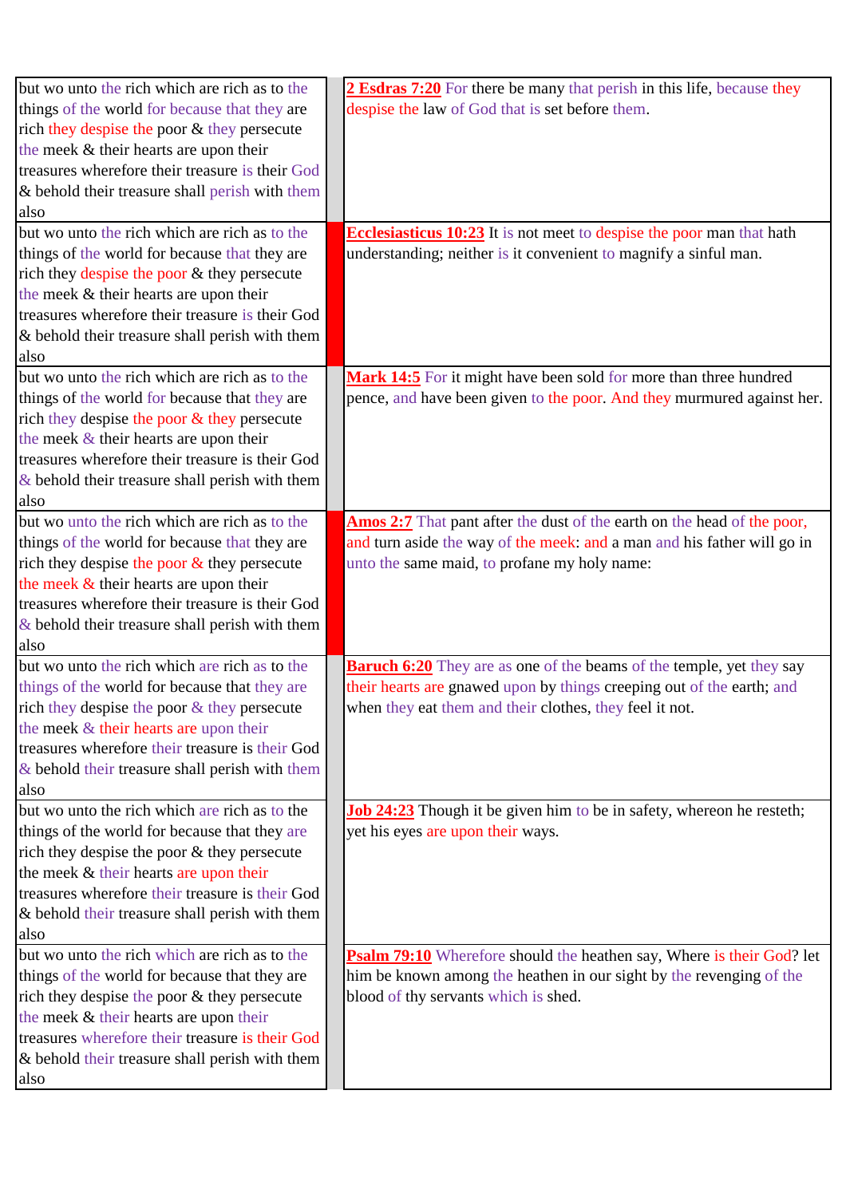| | | |
|---|---|---|
| but wo unto the rich which are rich as to the things of the world for because that they are rich they despise the poor & they persecute the meek & their hearts are upon their treasures wherefore their treasure is their God & behold their treasure shall perish with them also | | **2 Esdras 7:20** For there be many that perish in this life, because they despise the law of God that is set before them. |
| but wo unto the rich which are rich as to the things of the world for because that they are rich they despise the poor & they persecute the meek & their hearts are upon their treasures wherefore their treasure is their God & behold their treasure shall perish with them also | | **Ecclesiasticus 10:23** It is not meet to despise the poor man that hath understanding; neither is it convenient to magnify a sinful man. |
| but wo unto the rich which are rich as to the things of the world for because that they are rich they despise the poor & they persecute the meek & their hearts are upon their treasures wherefore their treasure is their God & behold their treasure shall perish with them also | | **Mark 14:5** For it might have been sold for more than three hundred pence, and have been given to the poor. And they murmured against her. |
| but wo unto the rich which are rich as to the things of the world for because that they are rich they despise the poor & they persecute the meek & their hearts are upon their treasures wherefore their treasure is their God & behold their treasure shall perish with them also | | **Amos 2:7** That pant after the dust of the earth on the head of the poor, and turn aside the way of the meek: and a man and his father will go in unto the same maid, to profane my holy name: |
| but wo unto the rich which are rich as to the things of the world for because that they are rich they despise the poor & they persecute the meek & their hearts are upon their treasures wherefore their treasure is their God & behold their treasure shall perish with them also | | **Baruch 6:20** They are as one of the beams of the temple, yet they say their hearts are gnawed upon by things creeping out of the earth; and when they eat them and their clothes, they feel it not. |
| but wo unto the rich which are rich as to the things of the world for because that they are rich they despise the poor & they persecute the meek & their hearts are upon their treasures wherefore their treasure is their God & behold their treasure shall perish with them also | | **Job 24:23** Though it be given him to be in safety, whereon he resteth; yet his eyes are upon their ways. |
| but wo unto the rich which are rich as to the things of the world for because that they are rich they despise the poor & they persecute the meek & their hearts are upon their treasures wherefore their treasure is their God & behold their treasure shall perish with them also | | **Psalm 79:10** Wherefore should the heathen say, Where is their God? let him be known among the heathen in our sight by the revenging of the blood of thy servants which is shed. |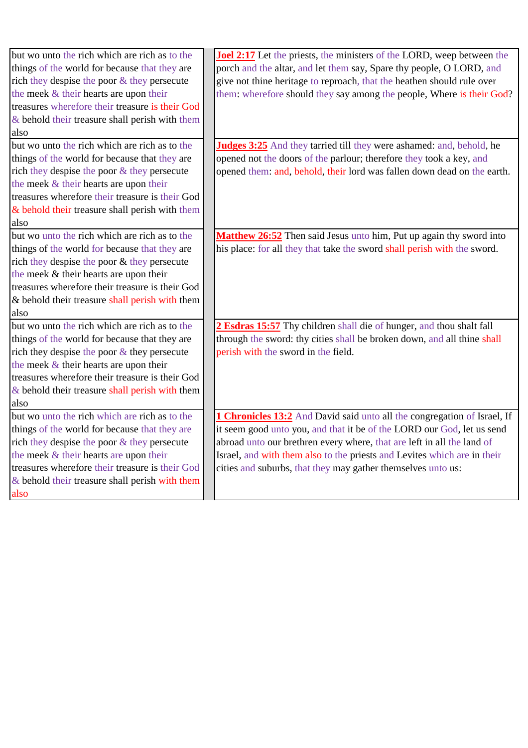| | |
|---|---|
| but wo unto the rich which are rich as to the things of the world for because that they are rich they despise the poor & they persecute the meek & their hearts are upon their treasures wherefore their treasure is their God & behold their treasure shall perish with them also | **Joel 2:17** Let the priests, the ministers of the LORD, weep between the porch and the altar, and let them say, Spare thy people, O LORD, and give not thine heritage to reproach, that the heathen should rule over them: wherefore should they say among the people, Where is their God? |
| but wo unto the rich which are rich as to the things of the world for because that they are rich they despise the poor & they persecute the meek & their hearts are upon their treasures wherefore their treasure is their God & behold their treasure shall perish with them also | **Judges 3:25** And they tarried till they were ashamed: and, behold, he opened not the doors of the parlour; therefore they took a key, and opened them: and, behold, their lord was fallen down dead on the earth. |
| but wo unto the rich which are rich as to the things of the world for because that they are rich they despise the poor & they persecute the meek & their hearts are upon their treasures wherefore their treasure is their God & behold their treasure shall perish with them also | **Matthew 26:52** Then said Jesus unto him, Put up again thy sword into his place: for all they that take the sword shall perish with the sword. |
| but wo unto the rich which are rich as to the things of the world for because that they are rich they despise the poor & they persecute the meek & their hearts are upon their treasures wherefore their treasure is their God & behold their treasure shall perish with them also | **2 Esdras 15:57** Thy children shall die of hunger, and thou shalt fall through the sword: thy cities shall be broken down, and all thine shall perish with the sword in the field. |
| but wo unto the rich which are rich as to the things of the world for because that they are rich they despise the poor & they persecute the meek & their hearts are upon their treasures wherefore their treasure is their God & behold their treasure shall perish with them also | **1 Chronicles 13:2** And David said unto all the congregation of Israel, If it seem good unto you, and that it be of the LORD our God, let us send abroad unto our brethren every where, that are left in all the land of Israel, and with them also to the priests and Levites which are in their cities and suburbs, that they may gather themselves unto us: |